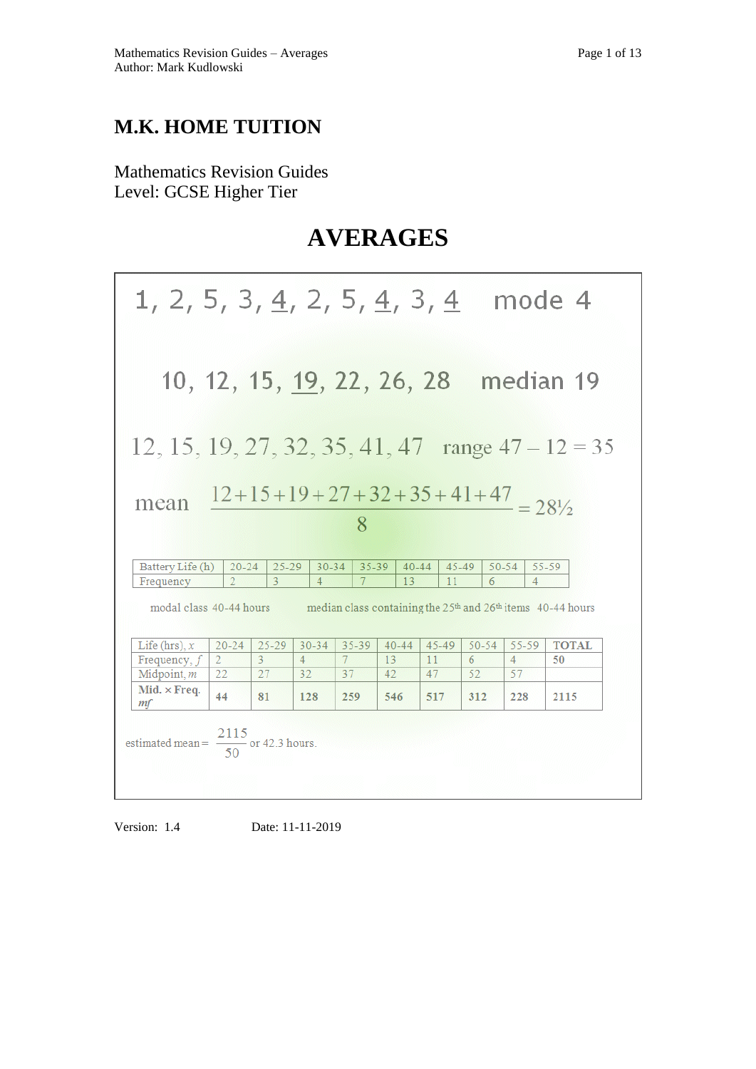# M.K. HOME TUITION

Mathematics Revision Guides
Level: GCSE Higher Tier

# AVERAGES

1, 2, 5, 3, <u>4</u>, 2, 5, <u>4</u>, 3, <u>4</u>    mode 4

10, 12, 15, <u>19</u>, 22, 26, 28    median 19

12, 15, 19, 27, 32, 35, 41, 47    range $47 - 12 = 35$

mean $\dfrac{12+15+19+27+32+35+41+47}{8} = 28\tfrac{1}{2}$

| Battery Life (h) | 20-24 | 25-29 | 30-34 | 35-39 | 40-44 | 45-49 | 50-54 | 55-59 |
|---|---|---|---|---|---|---|---|---|
| Frequency | 2 | 3 | 4 | 7 | 13 | 11 | 6 | 4 |

modal class 40-44 hours    median class containing the 25th and 26th items 40-44 hours

| Life (hrs), $x$ | 20-24 | 25-29 | 30-34 | 35-39 | 40-44 | 45-49 | 50-54 | 55-59 | **TOTAL** |
|---|---|---|---|---|---|---|---|---|---|
| Frequency, $f$ | 2 | 3 | 4 | 7 | 13 | 11 | 6 | 4 | **50** |
| Midpoint, $m$ | 22 | 27 | 32 | 37 | 42 | 47 | 52 | 57 | |
| **Mid. × Freq.** $mf$ | **44** | **81** | **128** | **259** | **546** | **517** | **312** | **228** | **2115** |

estimated mean $= \dfrac{2115}{50}$ or 42.3 hours.

Version: 1.4    Date: 11-11-2019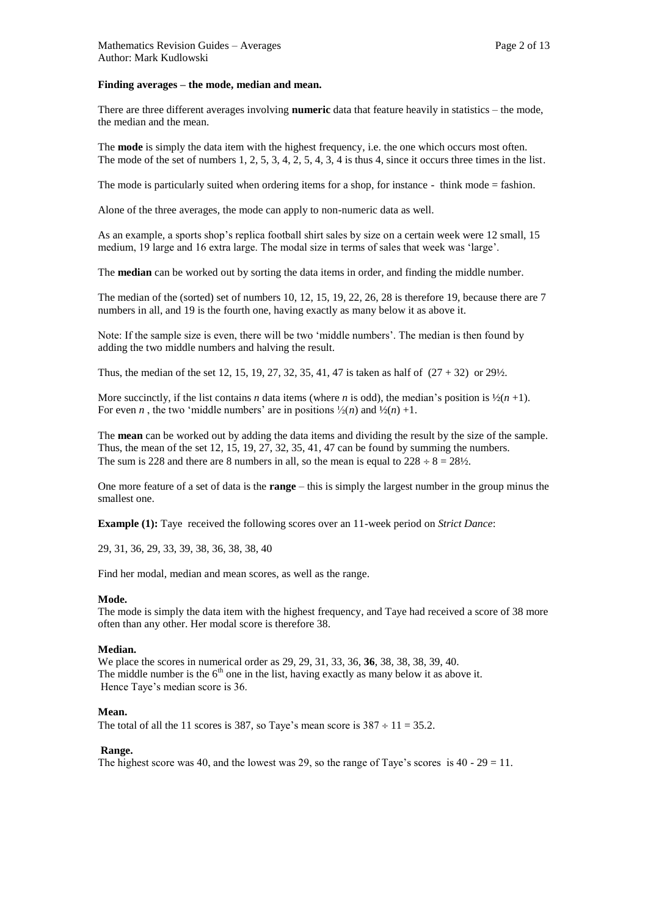**Finding averages – the mode, median and mean.**

There are three different averages involving **numeric** data that feature heavily in statistics – the mode, the median and the mean.

The **mode** is simply the data item with the highest frequency, i.e. the one which occurs most often. The mode of the set of numbers 1, 2, 5, 3, 4, 2, 5, 4, 3, 4 is thus 4, since it occurs three times in the list.

The mode is particularly suited when ordering items for a shop, for instance - think mode = fashion.

Alone of the three averages, the mode can apply to non-numeric data as well.

As an example, a sports shop's replica football shirt sales by size on a certain week were 12 small, 15 medium, 19 large and 16 extra large. The modal size in terms of sales that week was 'large'.

The **median** can be worked out by sorting the data items in order, and finding the middle number.

The median of the (sorted) set of numbers 10, 12, 15, 19, 22, 26, 28 is therefore 19, because there are 7 numbers in all, and 19 is the fourth one, having exactly as many below it as above it.

Note: If the sample size is even, there will be two 'middle numbers'. The median is then found by adding the two middle numbers and halving the result.

Thus, the median of the set 12, 15, 19, 27, 32, 35, 41, 47 is taken as half of $(27 + 32)$ or $29\frac{1}{2}$.

More succinctly, if the list contains $n$ data items (where $n$ is odd), the median's position is $\frac{1}{2}(n + 1)$. For even $n$, the two 'middle numbers' are in positions $\frac{1}{2}(n)$ and $\frac{1}{2}(n) + 1$.

The **mean** can be worked out by adding the data items and dividing the result by the size of the sample. Thus, the mean of the set 12, 15, 19, 27, 32, 35, 41, 47 can be found by summing the numbers. The sum is 228 and there are 8 numbers in all, so the mean is equal to $228 \div 8 = 28\frac{1}{2}$.

One more feature of a set of data is the **range** – this is simply the largest number in the group minus the smallest one.

**Example (1):** Taye received the following scores over an 11-week period on *Strict Dance*:

29, 31, 36, 29, 33, 39, 38, 36, 38, 38, 40

Find her modal, median and mean scores, as well as the range.

**Mode.**
The mode is simply the data item with the highest frequency, and Taye had received a score of 38 more often than any other. Her modal score is therefore 38.

**Median.**
We place the scores in numerical order as 29, 29, 31, 33, 36, **36**, 38, 38, 38, 39, 40.
The middle number is the 6th one in the list, having exactly as many below it as above it.
Hence Taye's median score is 36.

**Mean.**
The total of all the 11 scores is 387, so Taye's mean score is $387 \div 11 = 35.2$.

**Range.**
The highest score was 40, and the lowest was 29, so the range of Taye's scores is $40 - 29 = 11$.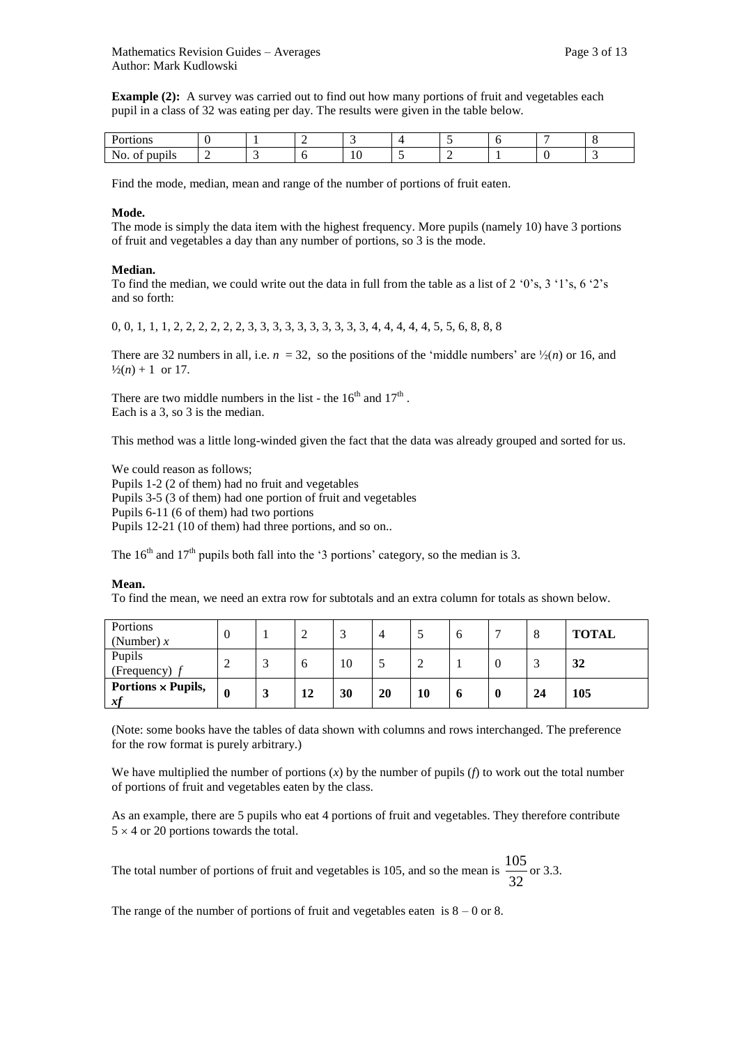**Example (2):** A survey was carried out to find out how many portions of fruit and vegetables each pupil in a class of 32 was eating per day. The results were given in the table below.

| Portions | 0 | 1 | 2 | 3 | 4 | 5 | 6 | 7 | 8 |
|---|---|---|---|---|---|---|---|---|---|
| No. of pupils | 2 | 3 | 6 | 10 | 5 | 2 | 1 | 0 | 3 |

Find the mode, median, mean and range of the number of portions of fruit eaten.

**Mode.**
The mode is simply the data item with the highest frequency. More pupils (namely 10) have 3 portions of fruit and vegetables a day than any number of portions, so 3 is the mode.

**Median.**
To find the median, we could write out the data in full from the table as a list of 2 '0's, 3 '1's, 6 '2's and so forth:

0, 0, 1, 1, 1, 2, 2, 2, 2, 2, 2, 3, 3, 3, 3, 3, 3, 3, 3, 3, 3, 4, 4, 4, 4, 4, 5, 5, 6, 8, 8, 8

There are 32 numbers in all, i.e. $n = 32$, so the positions of the 'middle numbers' are $\frac{1}{2}(n)$ or 16, and $\frac{1}{2}(n) + 1$ or 17.

There are two middle numbers in the list - the 16th and 17th .
Each is a 3, so 3 is the median.

This method was a little long-winded given the fact that the data was already grouped and sorted for us.

We could reason as follows;
Pupils 1-2 (2 of them) had no fruit and vegetables
Pupils 3-5 (3 of them) had one portion of fruit and vegetables
Pupils 6-11 (6 of them) had two portions
Pupils 12-21 (10 of them) had three portions, and so on..

The 16th and 17th pupils both fall into the '3 portions' category, so the median is 3.

**Mean.**
To find the mean, we need an extra row for subtotals and an extra column for totals as shown below.

| Portions (Number) $x$ | 0 | 1 | 2 | 3 | 4 | 5 | 6 | 7 | 8 | **TOTAL** |
|---|---|---|---|---|---|---|---|---|---|---|
| Pupils (Frequency) $f$ | 2 | 3 | 6 | 10 | 5 | 2 | 1 | 0 | 3 | **32** |
| **Portions × Pupils, $xf$** | **0** | **3** | **12** | **30** | **20** | **10** | **6** | **0** | **24** | **105** |

(Note: some books have the tables of data shown with columns and rows interchanged. The preference for the row format is purely arbitrary.)

We have multiplied the number of portions ($x$) by the number of pupils ($f$) to work out the total number of portions of fruit and vegetables eaten by the class.

As an example, there are 5 pupils who eat 4 portions of fruit and vegetables. They therefore contribute $5 \times 4$ or 20 portions towards the total.

The total number of portions of fruit and vegetables is 105, and so the mean is $\frac{105}{32}$ or 3.3.

The range of the number of portions of fruit and vegetables eaten is $8 - 0$ or 8.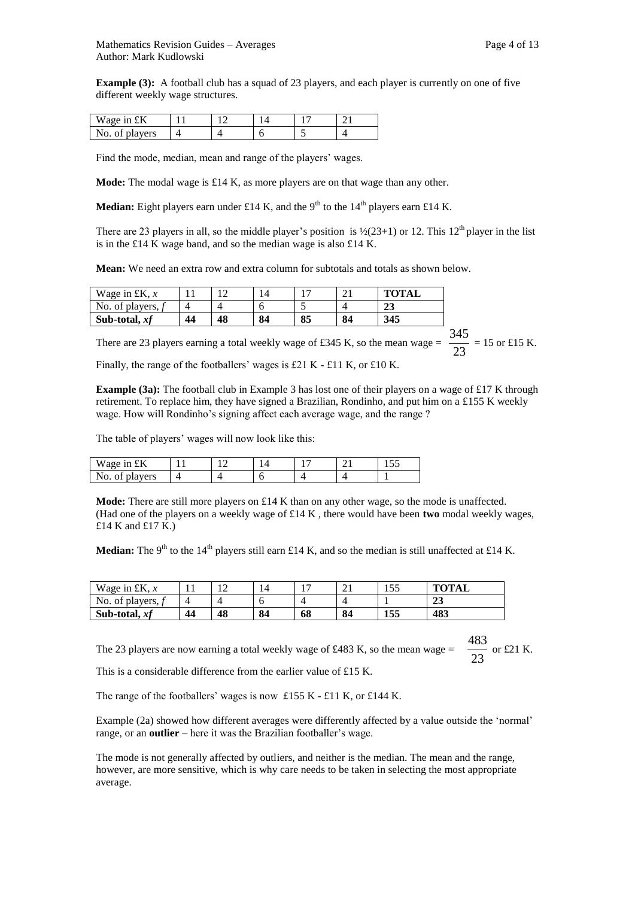**Example (3):** A football club has a squad of 23 players, and each player is currently on one of five different weekly wage structures.

| Wage in £K | 11 | 12 | 14 | 17 | 21 |
|---|---|---|---|---|---|
| No. of players | 4 | 4 | 6 | 5 | 4 |

Find the mode, median, mean and range of the players' wages.

**Mode:** The modal wage is £14 K, as more players are on that wage than any other.

**Median:** Eight players earn under £14 K, and the 9th to the 14th players earn £14 K.

There are 23 players in all, so the middle player's position is ½(23+1) or 12. This 12th player in the list is in the £14 K wage band, and so the median wage is also £14 K.

**Mean:** We need an extra row and extra column for subtotals and totals as shown below.

| Wage in £K, $x$ | 11 | 12 | 14 | 17 | 21 | **TOTAL** |
|---|---|---|---|---|---|---|
| No. of players, $f$ | 4 | 4 | 6 | 5 | 4 | **23** |
| **Sub-total, $xf$** | **44** | **48** | **84** | **85** | **84** | **345** |

There are 23 players earning a total weekly wage of £345 K, so the mean wage = $\frac{345}{23}$ = 15 or £15 K.

Finally, the range of the footballers' wages is £21 K - £11 K, or £10 K.

**Example (3a):** The football club in Example 3 has lost one of their players on a wage of £17 K through retirement. To replace him, they have signed a Brazilian, Rondinho, and put him on a £155 K weekly wage. How will Rondinho's signing affect each average wage, and the range ?

The table of players' wages will now look like this:

| Wage in £K | 11 | 12 | 14 | 17 | 21 | 155 |
|---|---|---|---|---|---|---|
| No. of players | 4 | 4 | 6 | 4 | 4 | 1 |

**Mode:** There are still more players on £14 K than on any other wage, so the mode is unaffected. (Had one of the players on a weekly wage of £14 K , there would have been **two** modal weekly wages, £14 K and £17 K.)

**Median:** The 9th to the 14th players still earn £14 K, and so the median is still unaffected at £14 K.

| Wage in £K, $x$ | 11 | 12 | 14 | 17 | 21 | 155 | **TOTAL** |
|---|---|---|---|---|---|---|---|
| No. of players, $f$ | 4 | 4 | 6 | 4 | 4 | 1 | **23** |
| **Sub-total, $xf$** | **44** | **48** | **84** | **68** | **84** | **155** | **483** |

The 23 players are now earning a total weekly wage of £483 K, so the mean wage = $\frac{483}{23}$ or £21 K.

This is a considerable difference from the earlier value of £15 K.

The range of the footballers' wages is now £155 K - £11 K, or £144 K.

Example (2a) showed how different averages were differently affected by a value outside the 'normal' range, or an **outlier** – here it was the Brazilian footballer's wage.

The mode is not generally affected by outliers, and neither is the median. The mean and the range, however, are more sensitive, which is why care needs to be taken in selecting the most appropriate average.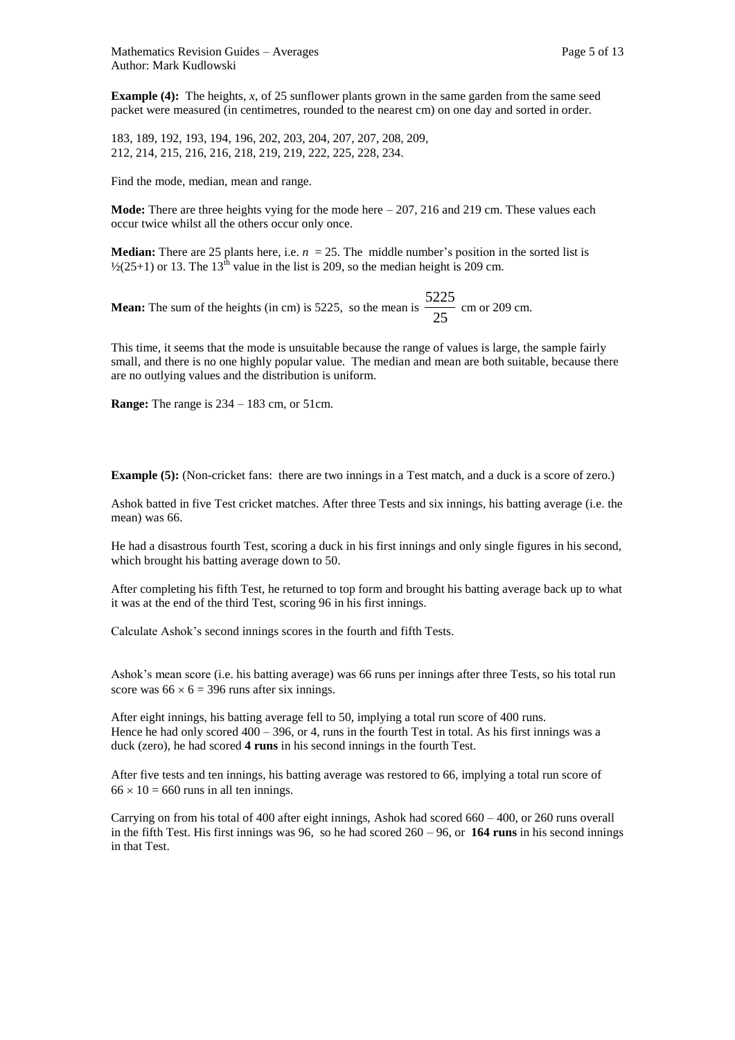**Example (4):** The heights, $x$, of 25 sunflower plants grown in the same garden from the same seed packet were measured (in centimetres, rounded to the nearest cm) on one day and sorted in order.

183, 189, 192, 193, 194, 196, 202, 203, 204, 207, 207, 208, 209,
212, 214, 215, 216, 216, 218, 219, 219, 222, 225, 228, 234.

Find the mode, median, mean and range.

**Mode:** There are three heights vying for the mode here – 207, 216 and 219 cm. These values each occur twice whilst all the others occur only once.

**Median:** There are 25 plants here, i.e. $n = 25$. The middle number's position in the sorted list is $\frac{1}{2}(25+1)$ or 13. The $13^{th}$ value in the list is 209, so the median height is 209 cm.

**Mean:** The sum of the heights (in cm) is 5225, so the mean is $\frac{5225}{25}$ cm or 209 cm.

This time, it seems that the mode is unsuitable because the range of values is large, the sample fairly small, and there is no one highly popular value. The median and mean are both suitable, because there are no outlying values and the distribution is uniform.

**Range:** The range is 234 – 183 cm, or 51cm.

**Example (5):** (Non-cricket fans: there are two innings in a Test match, and a duck is a score of zero.)

Ashok batted in five Test cricket matches. After three Tests and six innings, his batting average (i.e. the mean) was 66.

He had a disastrous fourth Test, scoring a duck in his first innings and only single figures in his second, which brought his batting average down to 50.

After completing his fifth Test, he returned to top form and brought his batting average back up to what it was at the end of the third Test, scoring 96 in his first innings.

Calculate Ashok's second innings scores in the fourth and fifth Tests.

Ashok's mean score (i.e. his batting average) was 66 runs per innings after three Tests, so his total run score was $66 \times 6 = 396$ runs after six innings.

After eight innings, his batting average fell to 50, implying a total run score of 400 runs.
Hence he had only scored 400 – 396, or 4, runs in the fourth Test in total. As his first innings was a duck (zero), he had scored **4 runs** in his second innings in the fourth Test.

After five tests and ten innings, his batting average was restored to 66, implying a total run score of $66 \times 10 = 660$ runs in all ten innings.

Carrying on from his total of 400 after eight innings, Ashok had scored 660 – 400, or 260 runs overall in the fifth Test. His first innings was 96, so he had scored 260 – 96, or **164 runs** in his second innings in that Test.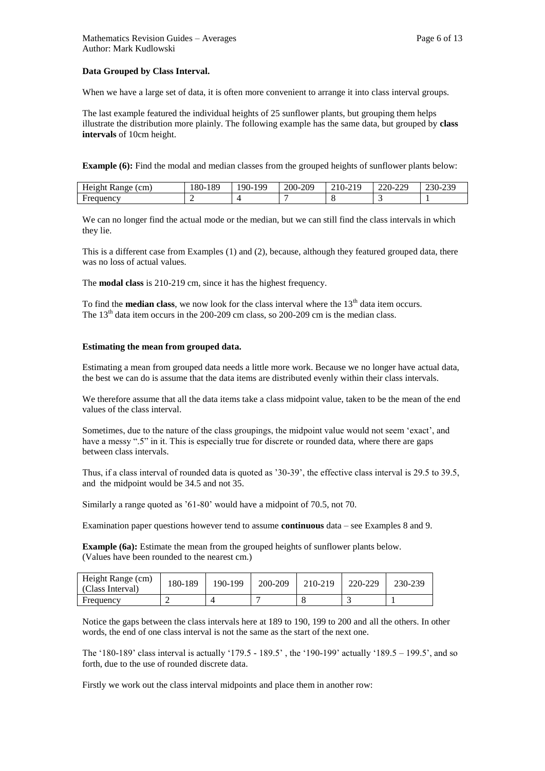**Data Grouped by Class Interval.**

When we have a large set of data, it is often more convenient to arrange it into class interval groups.

The last example featured the individual heights of 25 sunflower plants, but grouping them helps illustrate the distribution more plainly. The following example has the same data, but grouped by **class intervals** of 10cm height.

**Example (6):** Find the modal and median classes from the grouped heights of sunflower plants below:

| Height Range (cm) | 180-189 | 190-199 | 200-209 | 210-219 | 220-229 | 230-239 |
|---|---|---|---|---|---|---|
| Frequency | 2 | 4 | 7 | 8 | 3 | 1 |

We can no longer find the actual mode or the median, but we can still find the class intervals in which they lie.

This is a different case from Examples (1) and (2), because, although they featured grouped data, there was no loss of actual values.

The **modal class** is 210-219 cm, since it has the highest frequency.

To find the **median class**, we now look for the class interval where the 13th data item occurs. The 13th data item occurs in the 200-209 cm class, so 200-209 cm is the median class.

**Estimating the mean from grouped data.**

Estimating a mean from grouped data needs a little more work. Because we no longer have actual data, the best we can do is assume that the data items are distributed evenly within their class intervals.

We therefore assume that all the data items take a class midpoint value, taken to be the mean of the end values of the class interval.

Sometimes, due to the nature of the class groupings, the midpoint value would not seem 'exact', and have a messy ".5" in it. This is especially true for discrete or rounded data, where there are gaps between class intervals.

Thus, if a class interval of rounded data is quoted as '30-39', the effective class interval is 29.5 to 39.5, and the midpoint would be 34.5 and not 35.

Similarly a range quoted as '61-80' would have a midpoint of 70.5, not 70.

Examination paper questions however tend to assume **continuous** data – see Examples 8 and 9.

**Example (6a):** Estimate the mean from the grouped heights of sunflower plants below. (Values have been rounded to the nearest cm.)

| Height Range (cm) (Class Interval) | 180-189 | 190-199 | 200-209 | 210-219 | 220-229 | 230-239 |
|---|---|---|---|---|---|---|
| Frequency | 2 | 4 | 7 | 8 | 3 | 1 |

Notice the gaps between the class intervals here at 189 to 190, 199 to 200 and all the others. In other words, the end of one class interval is not the same as the start of the next one.

The '180-189' class interval is actually '179.5 - 189.5' , the '190-199' actually '189.5 – 199.5', and so forth, due to the use of rounded discrete data.

Firstly we work out the class interval midpoints and place them in another row: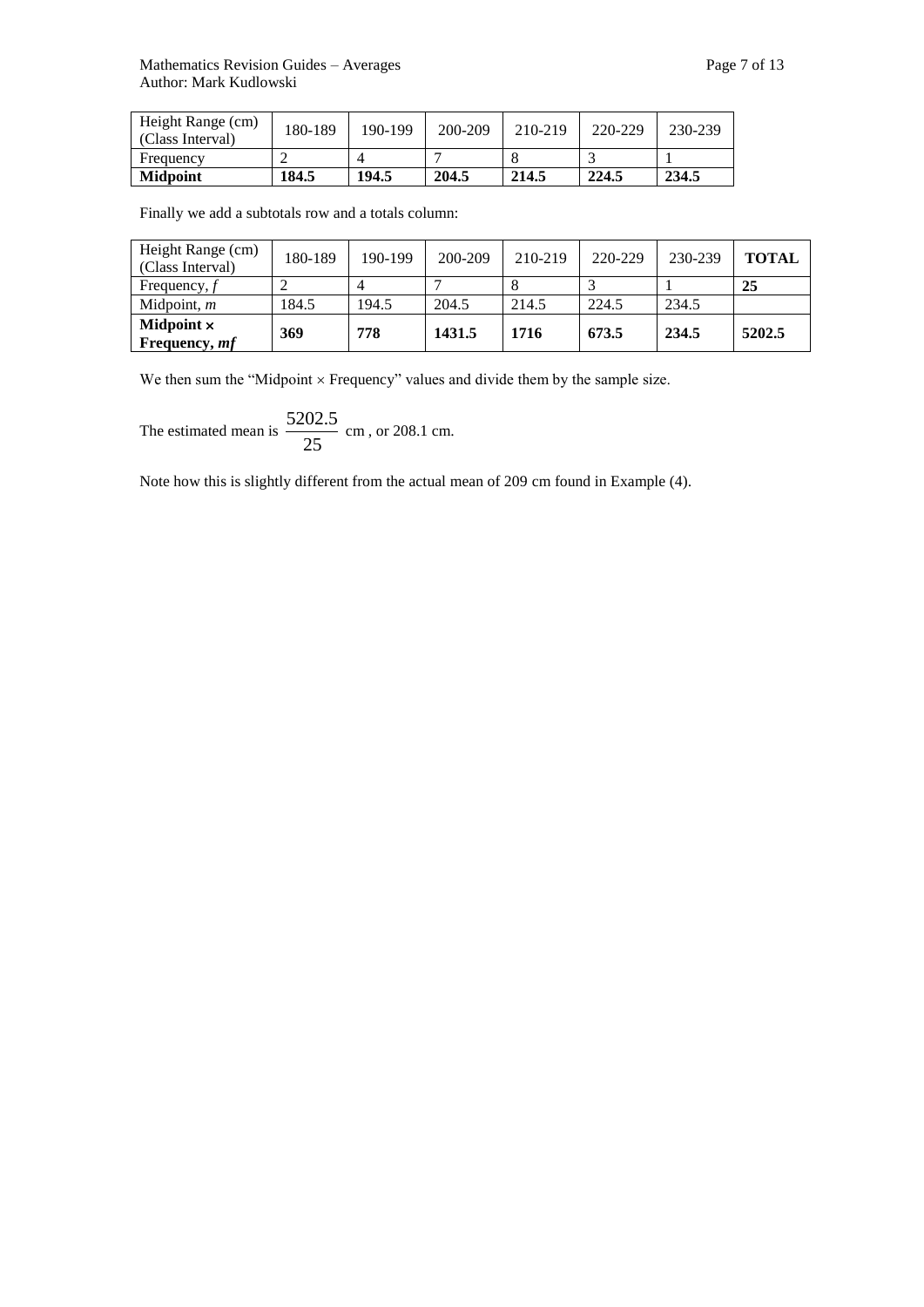| Height Range (cm) (Class Interval) | 180-189 | 190-199 | 200-209 | 210-219 | 220-229 | 230-239 |
|---|---|---|---|---|---|---|
| Frequency | 2 | 4 | 7 | 8 | 3 | 1 |
| **Midpoint** | **184.5** | **194.5** | **204.5** | **214.5** | **224.5** | **234.5** |

Finally we add a subtotals row and a totals column:

| Height Range (cm) (Class Interval) | 180-189 | 190-199 | 200-209 | 210-219 | 220-229 | 230-239 | **TOTAL** |
|---|---|---|---|---|---|---|---|
| Frequency, $f$ | 2 | 4 | 7 | 8 | 3 | 1 | **25** |
| Midpoint, $m$ | 184.5 | 194.5 | 204.5 | 214.5 | 224.5 | 234.5 | |
| **Midpoint × Frequency, *mf*** | **369** | **778** | **1431.5** | **1716** | **673.5** | **234.5** | **5202.5** |

We then sum the "Midpoint × Frequency" values and divide them by the sample size.

The estimated mean is $\frac{5202.5}{25}$ cm , or 208.1 cm.

Note how this is slightly different from the actual mean of 209 cm found in Example (4).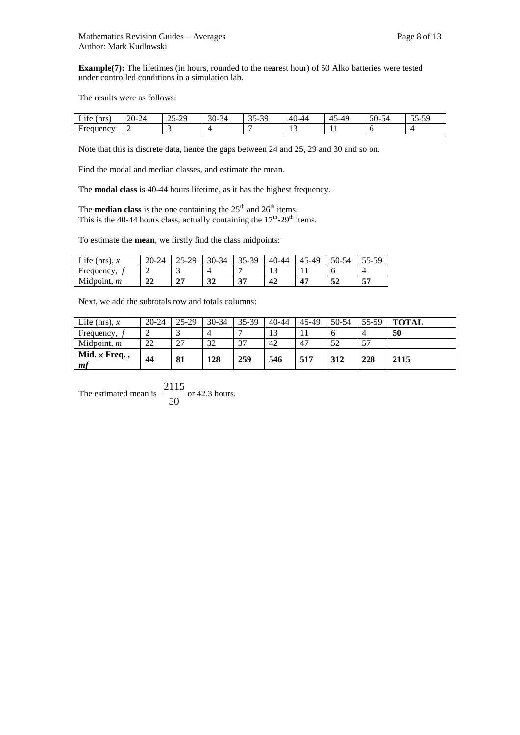**Example(7):** The lifetimes (in hours, rounded to the nearest hour) of 50 Alko batteries were tested under controlled conditions in a simulation lab.

The results were as follows:

| Life (hrs) | 20-24 | 25-29 | 30-34 | 35-39 | 40-44 | 45-49 | 50-54 | 55-59 |
|---|---|---|---|---|---|---|---|---|
| Frequency | 2 | 3 | 4 | 7 | 13 | 11 | 6 | 4 |

Note that this is discrete data, hence the gaps between 24 and 25, 29 and 30 and so on.

Find the modal and median classes, and estimate the mean.

The **modal class** is 40-44 hours lifetime, as it has the highest frequency.

The **median class** is the one containing the 25th and 26th items.
This is the 40-44 hours class, actually containing the 17th-29th items.

To estimate the **mean**, we firstly find the class midpoints:

| Life (hrs), $x$ | 20-24 | 25-29 | 30-34 | 35-39 | 40-44 | 45-49 | 50-54 | 55-59 |
|---|---|---|---|---|---|---|---|---|
| Frequency, $f$ | 2 | 3 | 4 | 7 | 13 | 11 | 6 | 4 |
| Midpoint, $m$ | **22** | **27** | **32** | **37** | **42** | **47** | **52** | **57** |

Next, we add the subtotals row and totals columns:

| Life (hrs), $x$ | 20-24 | 25-29 | 30-34 | 35-39 | 40-44 | 45-49 | 50-54 | 55-59 | **TOTAL** |
|---|---|---|---|---|---|---|---|---|---|
| Frequency, $f$ | 2 | 3 | 4 | 7 | 13 | 11 | 6 | 4 | **50** |
| Midpoint, $m$ | 22 | 27 | 32 | 37 | 42 | 47 | 52 | 57 | |
| **Mid. × Freq.,** $mf$ | **44** | **81** | **128** | **259** | **546** | **517** | **312** | **228** | **2115** |

The estimated mean is $\frac{2115}{50}$ or 42.3 hours.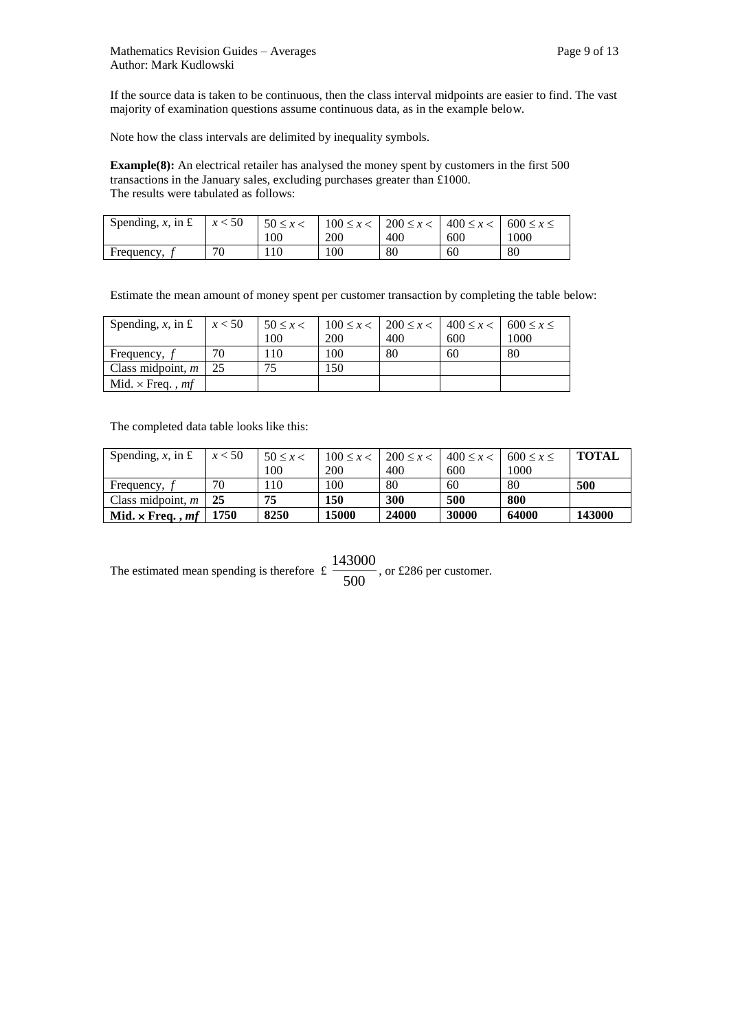If the source data is taken to be continuous, then the class interval midpoints are easier to find. The vast majority of examination questions assume continuous data, as in the example below.

Note how the class intervals are delimited by inequality symbols.

**Example(8):** An electrical retailer has analysed the money spent by customers in the first 500 transactions in the January sales, excluding purchases greater than £1000.
The results were tabulated as follows:

| Spending, $x$, in £ | $x < 50$ | $50 \le x < 100$ | $100 \le x < 200$ | $200 \le x < 400$ | $400 \le x < 600$ | $600 \le x \le 1000$ |
|---|---|---|---|---|---|---|
| Frequency, $f$ | 70 | 110 | 100 | 80 | 60 | 80 |

Estimate the mean amount of money spent per customer transaction by completing the table below:

| Spending, $x$, in £ | $x < 50$ | $50 \le x < 100$ | $100 \le x < 200$ | $200 \le x < 400$ | $400 \le x < 600$ | $600 \le x \le 1000$ |
|---|---|---|---|---|---|---|
| Frequency, $f$ | 70 | 110 | 100 | 80 | 60 | 80 |
| Class midpoint, $m$ | 25 | 75 | 150 | | | |
| Mid. × Freq. , $mf$ | | | | | | |

The completed data table looks like this:

| Spending, $x$, in £ | $x < 50$ | $50 \le x < 100$ | $100 \le x < 200$ | $200 \le x < 400$ | $400 \le x < 600$ | $600 \le x \le 1000$ | **TOTAL** |
|---|---|---|---|---|---|---|---|
| Frequency, $f$ | 70 | 110 | 100 | 80 | 60 | 80 | **500** |
| Class midpoint, $m$ | **25** | **75** | **150** | **300** | **500** | **800** | |
| **Mid. × Freq. , $mf$** | **1750** | **8250** | **15000** | **24000** | **30000** | **64000** | **143000** |

The estimated mean spending is therefore £ $\frac{143000}{500}$, or £286 per customer.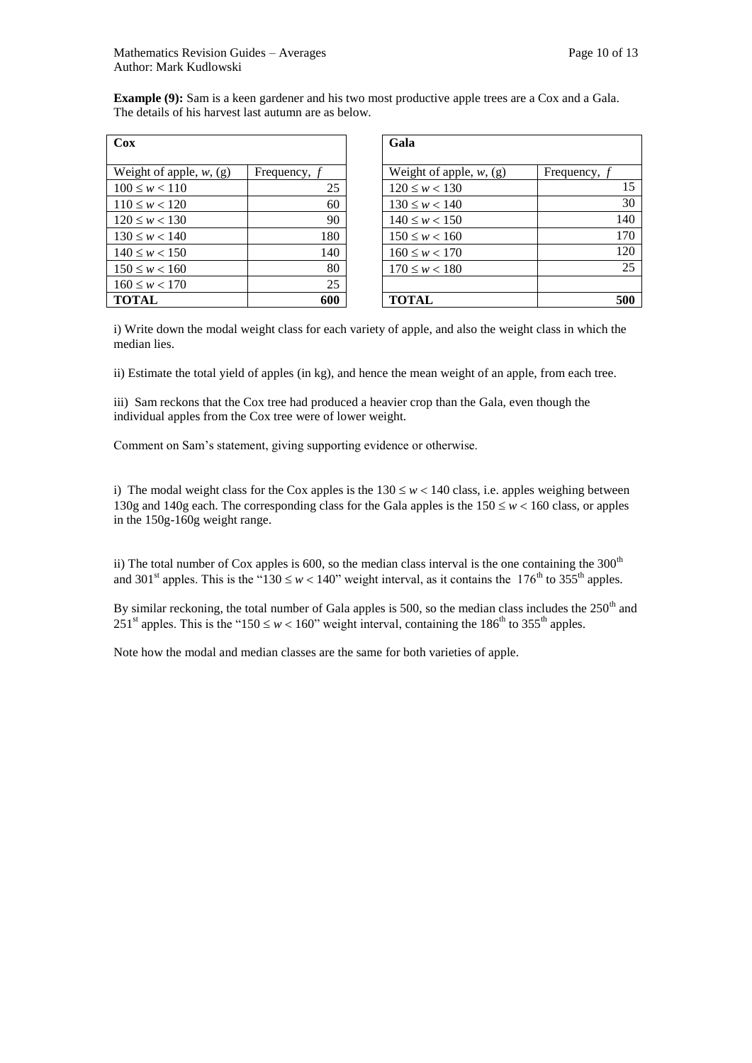**Example (9):** Sam is a keen gardener and his two most productive apple trees are a Cox and a Gala. The details of his harvest last autumn are as below.

| **Cox** | |
|---|---|
| Weight of apple, $w$, (g) | Frequency, $f$ |
| $100 \le w < 110$ | 25 |
| $110 \le w < 120$ | 60 |
| $120 \le w < 130$ | 90 |
| $130 \le w < 140$ | 180 |
| $140 \le w < 150$ | 140 |
| $150 \le w < 160$ | 80 |
| $160 \le w < 170$ | 25 |
| **TOTAL** | **600** |

| **Gala** | |
|---|---|
| Weight of apple, $w$, (g) | Frequency, $f$ |
| $120 \le w < 130$ | 15 |
| $130 \le w < 140$ | 30 |
| $140 \le w < 150$ | 140 |
| $150 \le w < 160$ | 170 |
| $160 \le w < 170$ | 120 |
| $170 \le w < 180$ | 25 |
| | |
| **TOTAL** | **500** |

i) Write down the modal weight class for each variety of apple, and also the weight class in which the median lies.

ii) Estimate the total yield of apples (in kg), and hence the mean weight of an apple, from each tree.

iii) Sam reckons that the Cox tree had produced a heavier crop than the Gala, even though the individual apples from the Cox tree were of lower weight.

Comment on Sam's statement, giving supporting evidence or otherwise.

i) The modal weight class for the Cox apples is the $130 \le w < 140$ class, i.e. apples weighing between 130g and 140g each. The corresponding class for the Gala apples is the $150 \le w < 160$ class, or apples in the 150g-160g weight range.

ii) The total number of Cox apples is 600, so the median class interval is the one containing the 300th and 301st apples. This is the "$130 \le w < 140$" weight interval, as it contains the 176th to 355th apples.

By similar reckoning, the total number of Gala apples is 500, so the median class includes the 250th and 251st apples. This is the "$150 \le w < 160$" weight interval, containing the 186th to 355th apples.

Note how the modal and median classes are the same for both varieties of apple.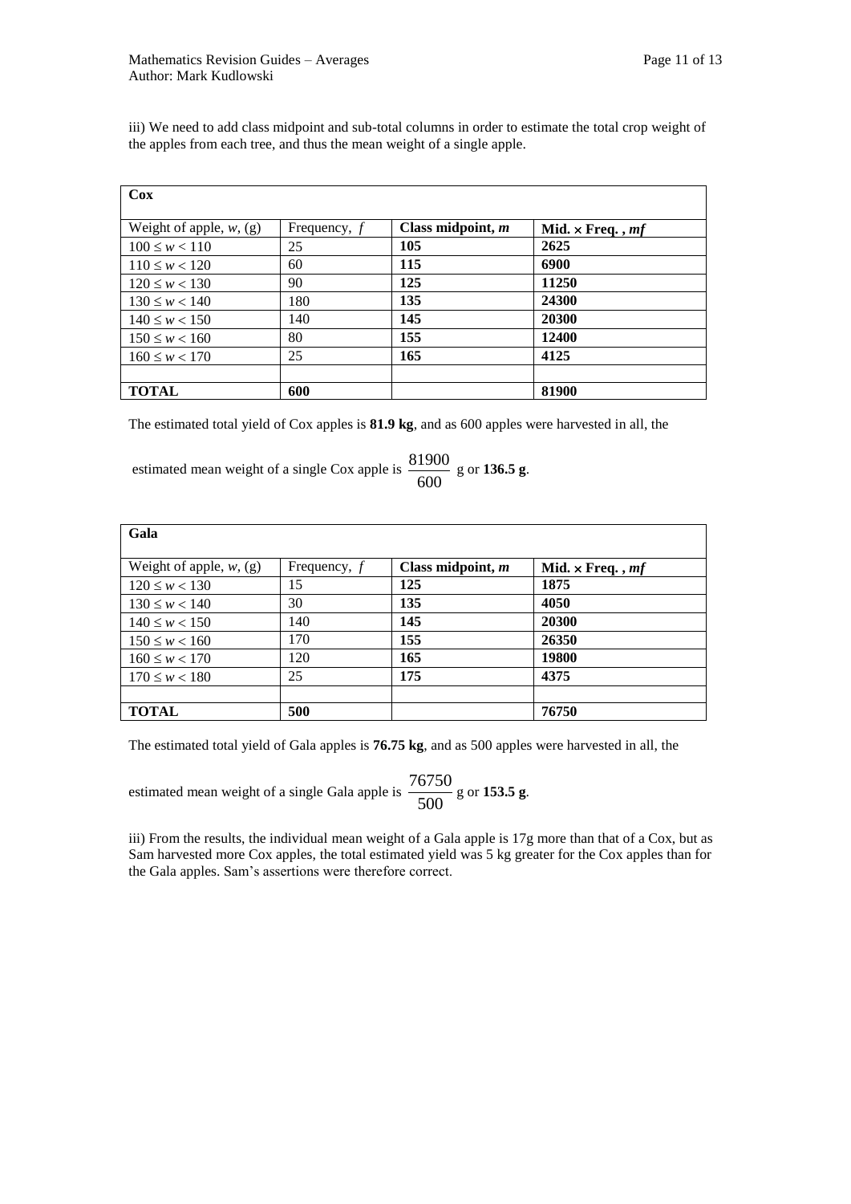iii) We need to add class midpoint and sub-total columns in order to estimate the total crop weight of the apples from each tree, and thus the mean weight of a single apple.

| **Cox** | | | |
|---|---|---|---|
| Weight of apple, $w$, (g) | Frequency, $f$ | **Class midpoint, $m$** | **Mid. × Freq. , $mf$** |
| $100 \le w < 110$ | 25 | **105** | **2625** |
| $110 \le w < 120$ | 60 | **115** | **6900** |
| $120 \le w < 130$ | 90 | **125** | **11250** |
| $130 \le w < 140$ | 180 | **135** | **24300** |
| $140 \le w < 150$ | 140 | **145** | **20300** |
| $150 \le w < 160$ | 80 | **155** | **12400** |
| $160 \le w < 170$ | 25 | **165** | **4125** |
| | | | |
| **TOTAL** | **600** | | **81900** |

The estimated total yield of Cox apples is **81.9 kg**, and as 600 apples were harvested in all, the

estimated mean weight of a single Cox apple is $\frac{81900}{600}$ g or **136.5 g**.

| **Gala** | | | |
|---|---|---|---|
| Weight of apple, $w$, (g) | Frequency, $f$ | **Class midpoint, $m$** | **Mid. × Freq. , $mf$** |
| $120 \le w < 130$ | 15 | **125** | **1875** |
| $130 \le w < 140$ | 30 | **135** | **4050** |
| $140 \le w < 150$ | 140 | **145** | **20300** |
| $150 \le w < 160$ | 170 | **155** | **26350** |
| $160 \le w < 170$ | 120 | **165** | **19800** |
| $170 \le w < 180$ | 25 | **175** | **4375** |
| | | | |
| **TOTAL** | **500** | | **76750** |

The estimated total yield of Gala apples is **76.75 kg**, and as 500 apples were harvested in all, the

estimated mean weight of a single Gala apple is $\frac{76750}{500}$ g or **153.5 g**.

iii) From the results, the individual mean weight of a Gala apple is 17g more than that of a Cox, but as Sam harvested more Cox apples, the total estimated yield was 5 kg greater for the Cox apples than for the Gala apples. Sam's assertions were therefore correct.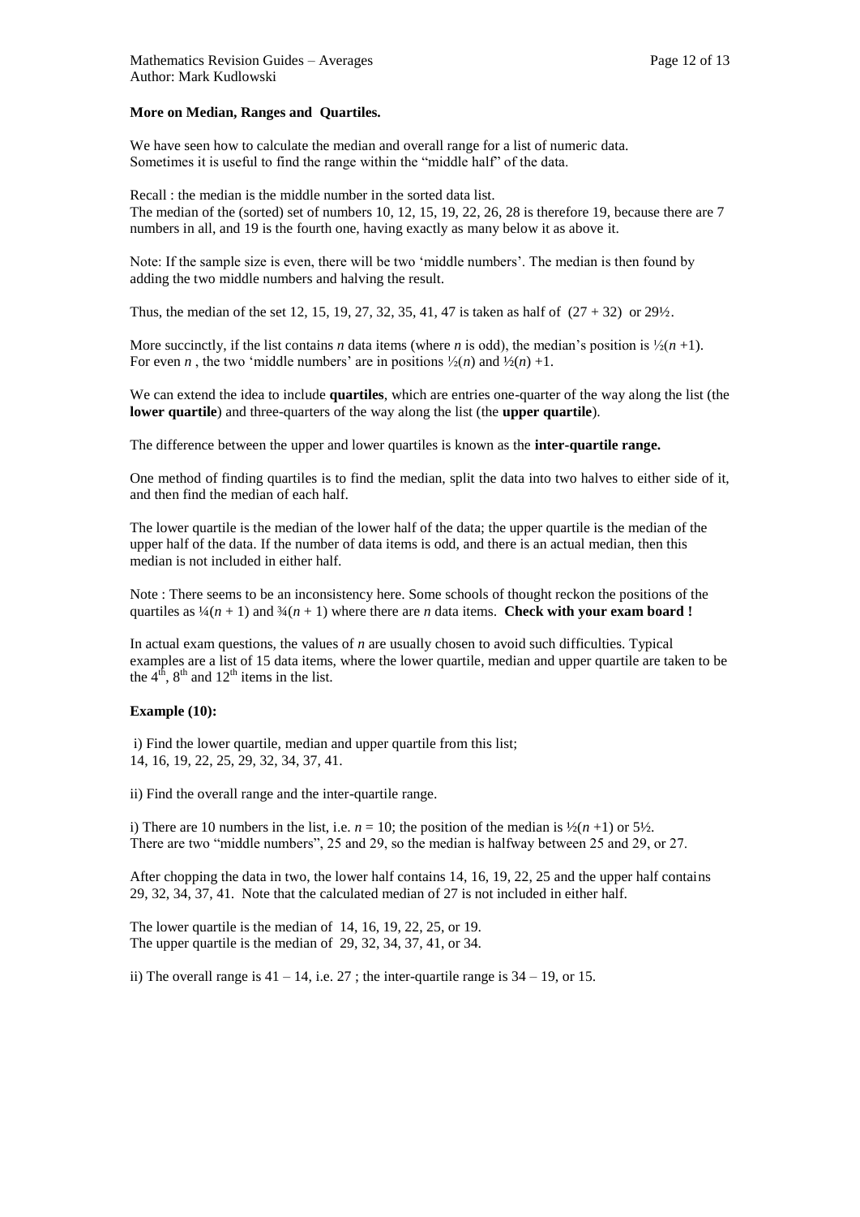**More on Median, Ranges and Quartiles.**

We have seen how to calculate the median and overall range for a list of numeric data. Sometimes it is useful to find the range within the "middle half" of the data.

Recall : the median is the middle number in the sorted data list. The median of the (sorted) set of numbers 10, 12, 15, 19, 22, 26, 28 is therefore 19, because there are 7 numbers in all, and 19 is the fourth one, having exactly as many below it as above it.

Note: If the sample size is even, there will be two 'middle numbers'. The median is then found by adding the two middle numbers and halving the result.

Thus, the median of the set 12, 15, 19, 27, 32, 35, 41, 47 is taken as half of $(27 + 32)$ or $29\frac{1}{2}$.

More succinctly, if the list contains $n$ data items (where $n$ is odd), the median's position is $\frac{1}{2}(n+1)$. For even $n$ , the two 'middle numbers' are in positions $\frac{1}{2}(n)$ and $\frac{1}{2}(n)+1$.

We can extend the idea to include **quartiles**, which are entries one-quarter of the way along the list (the **lower quartile**) and three-quarters of the way along the list (the **upper quartile**).

The difference between the upper and lower quartiles is known as the **inter-quartile range.**

One method of finding quartiles is to find the median, split the data into two halves to either side of it, and then find the median of each half.

The lower quartile is the median of the lower half of the data; the upper quartile is the median of the upper half of the data. If the number of data items is odd, and there is an actual median, then this median is not included in either half.

Note : There seems to be an inconsistency here. Some schools of thought reckon the positions of the quartiles as $\frac{1}{4}(n+1)$ and $\frac{3}{4}(n+1)$ where there are $n$ data items. **Check with your exam board !**

In actual exam questions, the values of $n$ are usually chosen to avoid such difficulties. Typical examples are a list of 15 data items, where the lower quartile, median and upper quartile are taken to be the $4^{th}$, $8^{th}$ and $12^{th}$ items in the list.

**Example (10):**

i) Find the lower quartile, median and upper quartile from this list;
14, 16, 19, 22, 25, 29, 32, 34, 37, 41.

ii) Find the overall range and the inter-quartile range.

i) There are 10 numbers in the list, i.e. $n = 10$; the position of the median is $\frac{1}{2}(n+1)$ or $5\frac{1}{2}$. There are two "middle numbers", 25 and 29, so the median is halfway between 25 and 29, or 27.

After chopping the data in two, the lower half contains 14, 16, 19, 22, 25 and the upper half contains 29, 32, 34, 37, 41. Note that the calculated median of 27 is not included in either half.

The lower quartile is the median of 14, 16, 19, 22, 25, or 19.
The upper quartile is the median of 29, 32, 34, 37, 41, or 34.

ii) The overall range is $41 - 14$, i.e. 27 ; the inter-quartile range is $34 - 19$, or 15.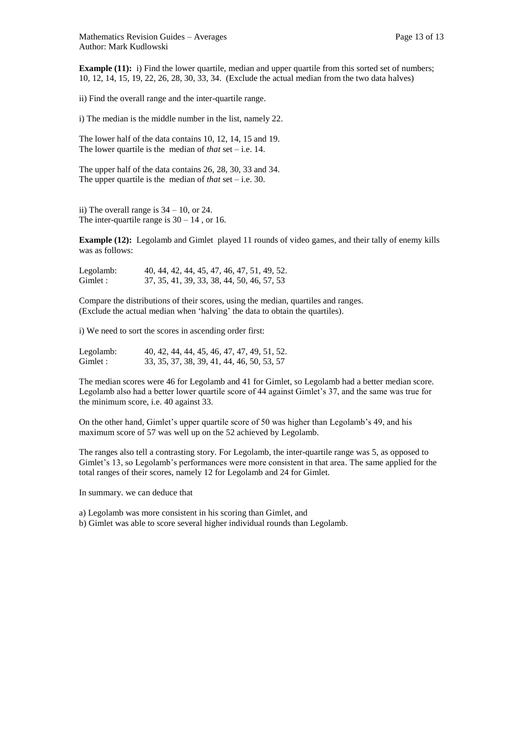**Example (11):** i) Find the lower quartile, median and upper quartile from this sorted set of numbers; 10, 12, 14, 15, 19, 22, 26, 28, 30, 33, 34. (Exclude the actual median from the two data halves)

ii) Find the overall range and the inter-quartile range.

i) The median is the middle number in the list, namely 22.

The lower half of the data contains 10, 12, 14, 15 and 19.
The lower quartile is the median of *that* set – i.e. 14.

The upper half of the data contains 26, 28, 30, 33 and 34.
The upper quartile is the median of *that* set – i.e. 30.

ii) The overall range is $34 - 10$, or 24.
The inter-quartile range is $30 - 14$ , or 16.

**Example (12):** Legolamb and Gimlet played 11 rounds of video games, and their tally of enemy kills was as follows:

| | |
|---|---|
| Legolamb: | 40, 44, 42, 44, 45, 47, 46, 47, 51, 49, 52. |
| Gimlet : | 37, 35, 41, 39, 33, 38, 44, 50, 46, 57, 53 |

Compare the distributions of their scores, using the median, quartiles and ranges.
(Exclude the actual median when 'halving' the data to obtain the quartiles).

i) We need to sort the scores in ascending order first:

| | |
|---|---|
| Legolamb: | 40, 42, 44, 44, 45, 46, 47, 47, 49, 51, 52. |
| Gimlet : | 33, 35, 37, 38, 39, 41, 44, 46, 50, 53, 57 |

The median scores were 46 for Legolamb and 41 for Gimlet, so Legolamb had a better median score. Legolamb also had a better lower quartile score of 44 against Gimlet's 37, and the same was true for the minimum score, i.e. 40 against 33.

On the other hand, Gimlet's upper quartile score of 50 was higher than Legolamb's 49, and his maximum score of 57 was well up on the 52 achieved by Legolamb.

The ranges also tell a contrasting story. For Legolamb, the inter-quartile range was 5, as opposed to Gimlet's 13, so Legolamb's performances were more consistent in that area. The same applied for the total ranges of their scores, namely 12 for Legolamb and 24 for Gimlet.

In summary. we can deduce that

a) Legolamb was more consistent in his scoring than Gimlet, and
b) Gimlet was able to score several higher individual rounds than Legolamb.